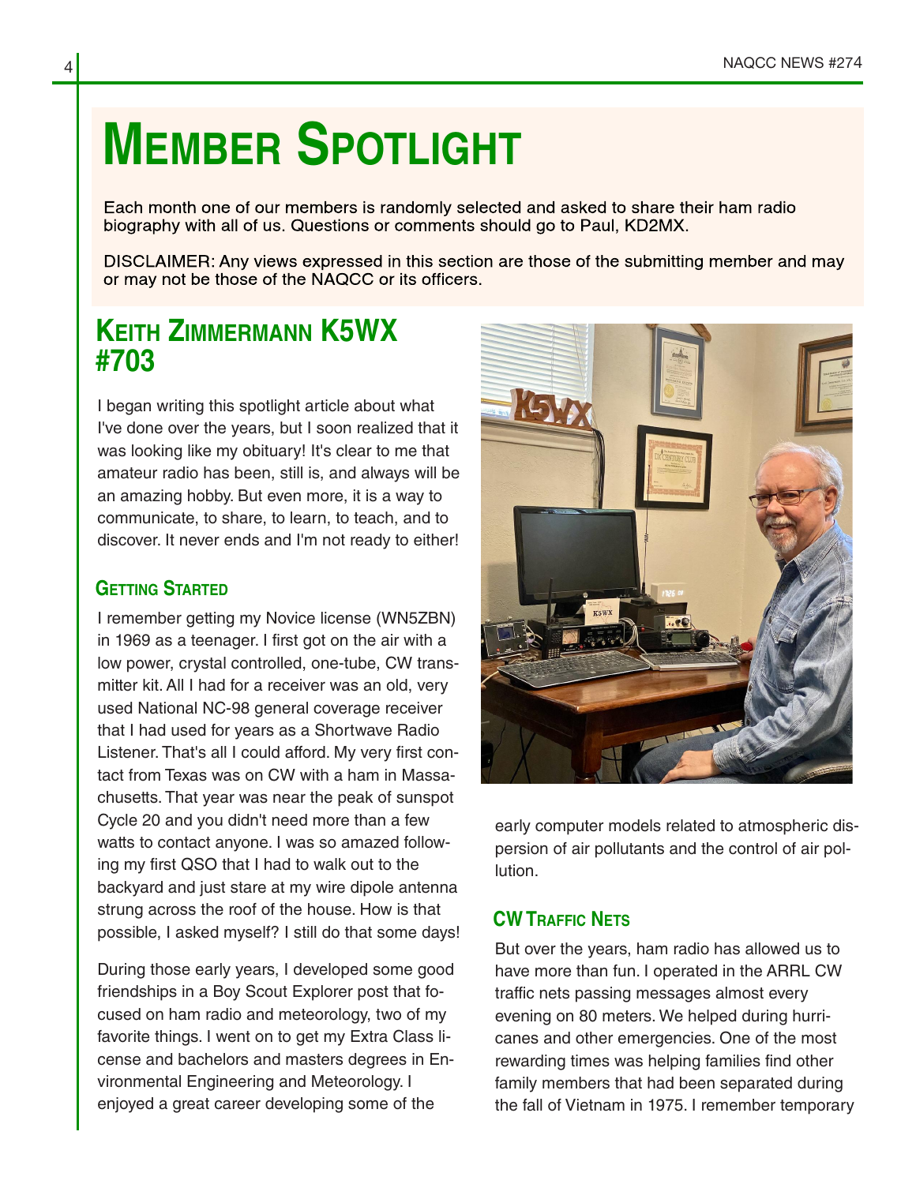# Member Spotlight

Each month one of our members is randomly selected and asked to share their ham radio biography with all of us. Questions or comments should go to Paul, KD2MX.

DISCLAIMER: Any views expressed in this section are those of the submitting member and may or may not be those of the NAQCC or its officers.

## Keith Zimmermann K5WX #703

I began writing this spotlight article about what I've done over the years, but I soon realized that it was looking like my obituary! It's clear to me that amateur radio has been, still is, and always will be an amazing hobby. But even more, it is a way to communicate, to share, to learn, to teach, and to discover. It never ends and I'm not ready to either!

### Getting Started

I remember getting my Novice license (WN5ZBN) in 1969 as a teenager. I first got on the air with a low power, crystal controlled, one-tube, CW transmitter kit. All I had for a receiver was an old, very used National NC-98 general coverage receiver that I had used for years as a Shortwave Radio Listener. That's all I could afford. My very first contact from Texas was on CW with a ham in Massachusetts. That year was near the peak of sunspot Cycle 20 and you didn't need more than a few watts to contact anyone. I was so amazed following my first QSO that I had to walk out to the backyard and just stare at my wire dipole antenna strung across the roof of the house. How is that possible, I asked myself? I still do that some days!

During those early years, I developed some good friendships in a Boy Scout Explorer post that focused on ham radio and meteorology, two of my favorite things. I went on to get my Extra Class license and bachelors and masters degrees in Environmental Engineering and Meteorology. I enjoyed a great career developing some of the early computer models related to atmospheric dispersion of air pollutants and the control of air pollution.

### CW Traffic Nets

But over the years, ham radio has allowed us to have more than fun. I operated in the ARRL CW traffic nets passing messages almost every evening on 80 meters. We helped during hurricanes and other emergencies. One of the most rewarding times was helping families find other family members that had been separated during the fall of Vietnam in 1975. I remember temporary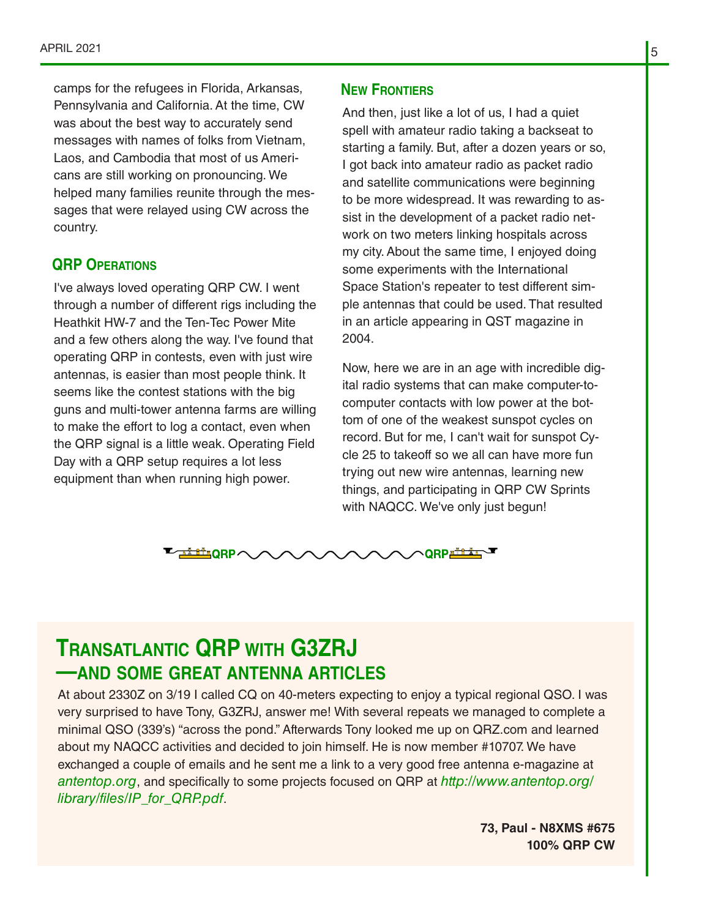camps for the refugees in Florida, Arkansas, Pennsylvania and California. At the time, CW was about the best way to accurately send messages with names of folks from Vietnam, Laos, and Cambodia that most of us Americans are still working on pronouncing. We helped many families reunite through the messages that were relayed using CW across the country.

### QRP Operations

I've always loved operating QRP CW. I went through a number of different rigs including the Heathkit HW-7 and the Ten-Tec Power Mite and a few others along the way. I've found that operating QRP in contests, even with just wire antennas, is easier than most people think. It seems like the contest stations with the big guns and multi-tower antenna farms are willing to make the effort to log a contact, even when the QRP signal is a little weak. Operating Field Day with a QRP setup requires a lot less equipment than when running high power.

### New Frontiers

And then, just like a lot of us, I had a quiet spell with amateur radio taking a backseat to starting a family. But, after a dozen years or so, I got back into amateur radio as packet radio and satellite communications were beginning to be more widespread. It was rewarding to assist in the development of a packet radio network on two meters linking hospitals across my city. About the same time, I enjoyed doing some experiments with the International Space Station's repeater to test different simple antennas that could be used. That resulted in an article appearing in QST magazine in 2004.

Now, here we are in an age with incredible digital radio systems that can make computer-to-computer contacts with low power at the bottom of one of the weakest sunspot cycles on record. But for me, I can't wait for sunspot Cycle 25 to takeoff so we all can have more fun trying out new wire antennas, learning new things, and participating in QRP CW Sprints with NAQCC. We've only just begun!

QRP ~~~~~~~~~~ QRP

## Transatlantic QRP with G3ZRJ —and some great antenna articles

At about 2330Z on 3/19 I called CQ on 40-meters expecting to enjoy a typical regional QSO. I was very surprised to have Tony, G3ZRJ, answer me! With several repeats we managed to complete a minimal QSO (339's) "across the pond." Afterwards Tony looked me up on QRZ.com and learned about my NAQCC activities and decided to join himself. He is now member #10707. We have exchanged a couple of emails and he sent me a link to a very good free antenna e-magazine at *antentop.org*, and specifically to some projects focused on QRP at *http://www.antentop.org/library/files/IP_for_QRP.pdf*.

**73, Paul - N8XMS #675**
**100% QRP CW**